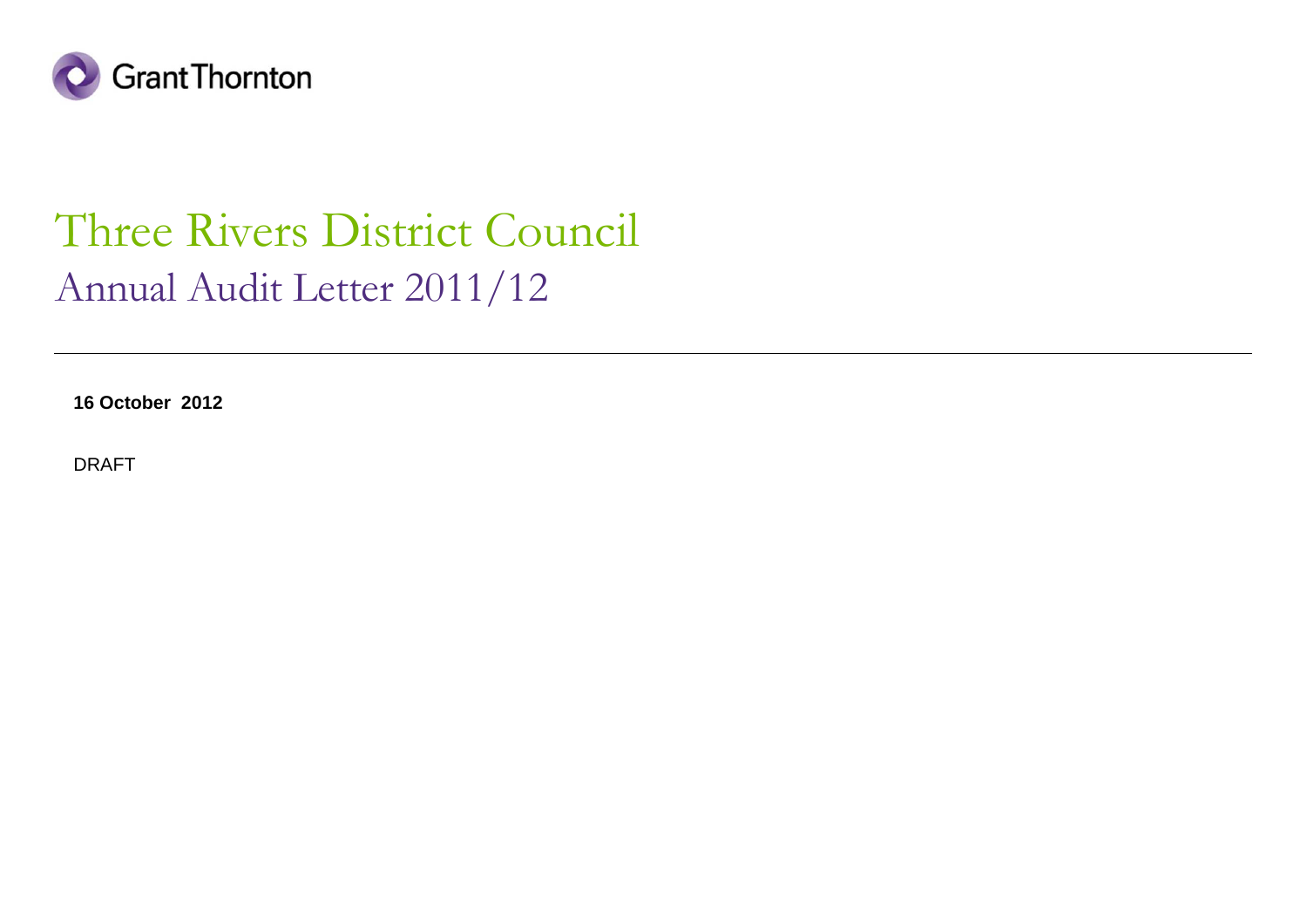Grant Thornton

# Three Rivers District Council

## Annual Audit Letter 2011/12

---

**16 October 2012**

DRAFT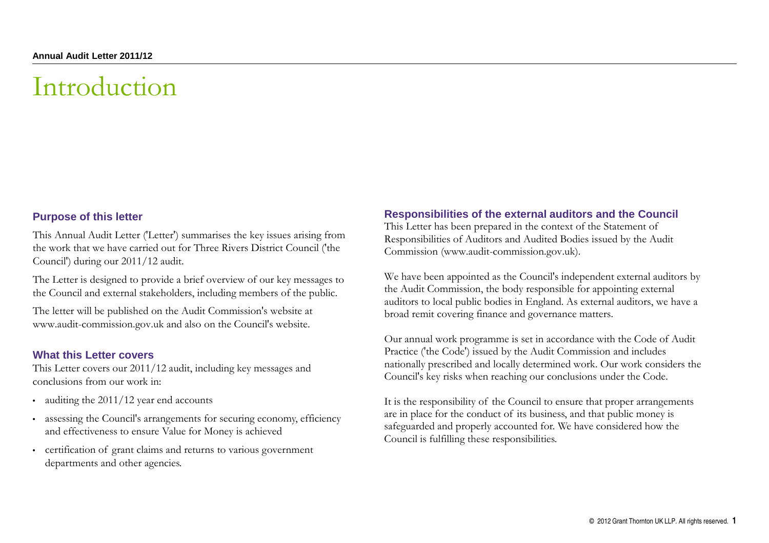# Introduction

## Purpose of this letter

This Annual Audit Letter ('Letter') summarises the key issues arising from the work that we have carried out for Three Rivers District Council ('the Council') during our 2011/12 audit.

The Letter is designed to provide a brief overview of our key messages to the Council and external stakeholders, including members of the public.

The letter will be published on the Audit Commission's website at www.audit-commission.gov.uk and also on the Council's website.

## What this Letter covers

This Letter covers our 2011/12 audit, including key messages and conclusions from our work in:

- auditing the 2011/12 year end accounts
- assessing the Council's arrangements for securing economy, efficiency and effectiveness to ensure Value for Money is achieved
- certification of grant claims and returns to various government departments and other agencies.

## Responsibilities of the external auditors and the Council

This Letter has been prepared in the context of the Statement of Responsibilities of Auditors and Audited Bodies issued by the Audit Commission (www.audit-commission.gov.uk).

We have been appointed as the Council's independent external auditors by the Audit Commission, the body responsible for appointing external auditors to local public bodies in England. As external auditors, we have a broad remit covering finance and governance matters.

Our annual work programme is set in accordance with the Code of Audit Practice ('the Code') issued by the Audit Commission and includes nationally prescribed and locally determined work. Our work considers the Council's key risks when reaching our conclusions under the Code.

It is the responsibility of the Council to ensure that proper arrangements are in place for the conduct of its business, and that public money is safeguarded and properly accounted for. We have considered how the Council is fulfilling these responsibilities.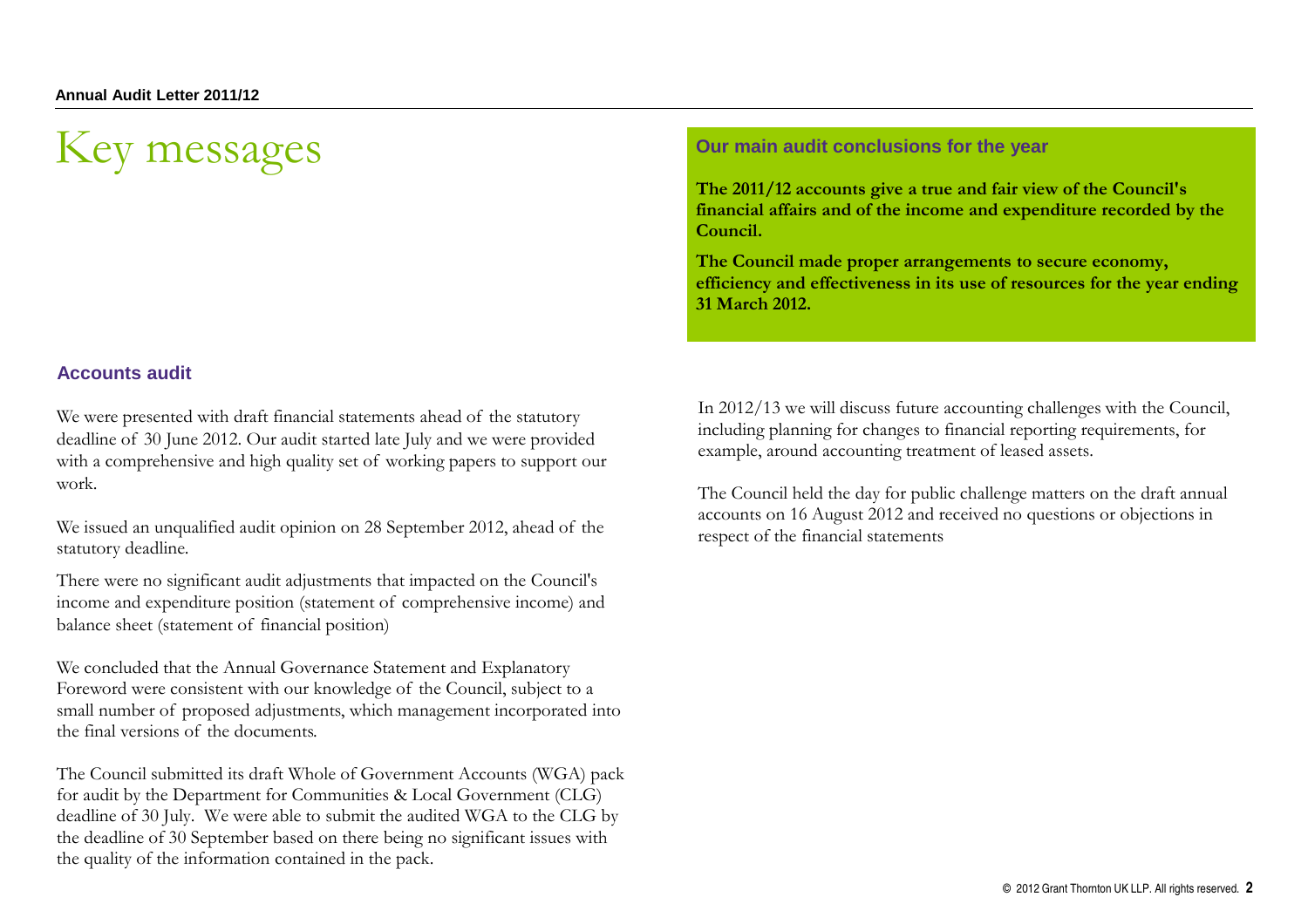# Key messages

## Our main audit conclusions for the year

**The 2011/12 accounts give a true and fair view of the Council's financial affairs and of the income and expenditure recorded by the Council.**

**The Council made proper arrangements to secure economy, efficiency and effectiveness in its use of resources for the year ending 31 March 2012.**

## Accounts audit

We were presented with draft financial statements ahead of the statutory deadline of 30 June 2012. Our audit started late July and we were provided with a comprehensive and high quality set of working papers to support our work.

We issued an unqualified audit opinion on 28 September 2012, ahead of the statutory deadline.

There were no significant audit adjustments that impacted on the Council's income and expenditure position (statement of comprehensive income) and balance sheet (statement of financial position)

We concluded that the Annual Governance Statement and Explanatory Foreword were consistent with our knowledge of the Council, subject to a small number of proposed adjustments, which management incorporated into the final versions of the documents.

The Council submitted its draft Whole of Government Accounts (WGA) pack for audit by the Department for Communities & Local Government (CLG) deadline of 30 July. We were able to submit the audited WGA to the CLG by the deadline of 30 September based on there being no significant issues with the quality of the information contained in the pack.

In 2012/13 we will discuss future accounting challenges with the Council, including planning for changes to financial reporting requirements, for example, around accounting treatment of leased assets.

The Council held the day for public challenge matters on the draft annual accounts on 16 August 2012 and received no questions or objections in respect of the financial statements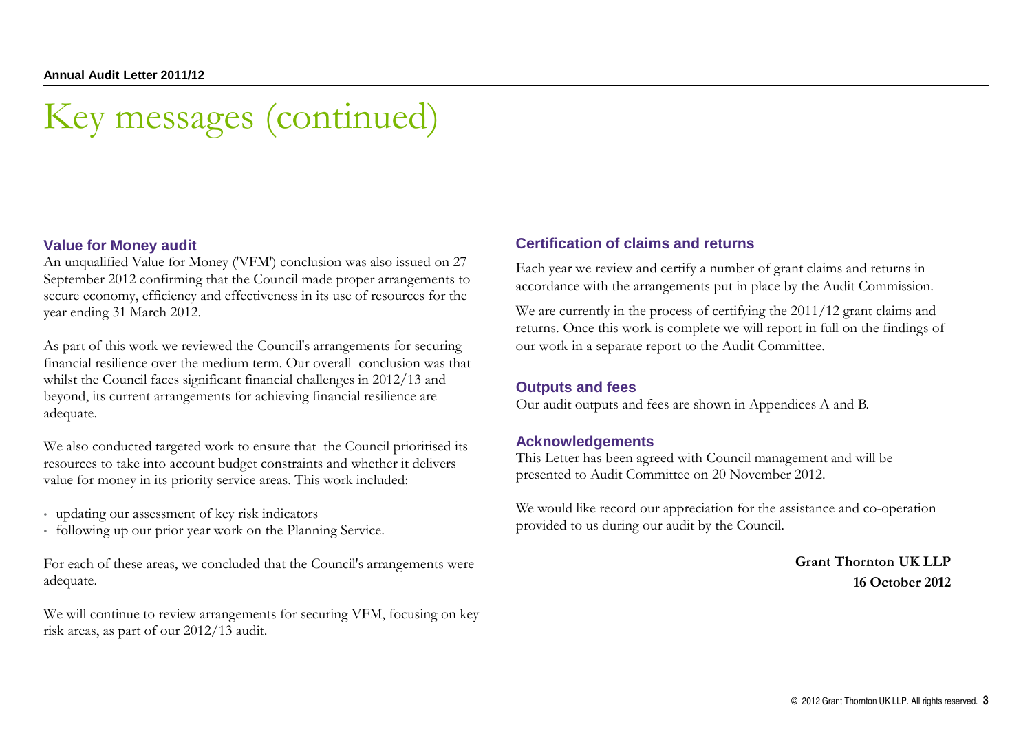# Key messages (continued)

## Value for Money audit

An unqualified Value for Money ('VFM') conclusion was also issued on 27 September 2012 confirming that the Council made proper arrangements to secure economy, efficiency and effectiveness in its use of resources for the year ending 31 March 2012.

As part of this work we reviewed the Council's arrangements for securing financial resilience over the medium term. Our overall conclusion was that whilst the Council faces significant financial challenges in 2012/13 and beyond, its current arrangements for achieving financial resilience are adequate.

We also conducted targeted work to ensure that the Council prioritised its resources to take into account budget constraints and whether it delivers value for money in its priority service areas. This work included:

- updating our assessment of key risk indicators
- following up our prior year work on the Planning Service.

For each of these areas, we concluded that the Council's arrangements were adequate.

We will continue to review arrangements for securing VFM, focusing on key risk areas, as part of our 2012/13 audit.

## Certification of claims and returns

Each year we review and certify a number of grant claims and returns in accordance with the arrangements put in place by the Audit Commission.

We are currently in the process of certifying the 2011/12 grant claims and returns. Once this work is complete we will report in full on the findings of our work in a separate report to the Audit Committee.

## Outputs and fees

Our audit outputs and fees are shown in Appendices A and B.

## Acknowledgements

This Letter has been agreed with Council management and will be presented to Audit Committee on 20 November 2012.

We would like record our appreciation for the assistance and co-operation provided to us during our audit by the Council.

**Grant Thornton UK LLP**
**16 October 2012**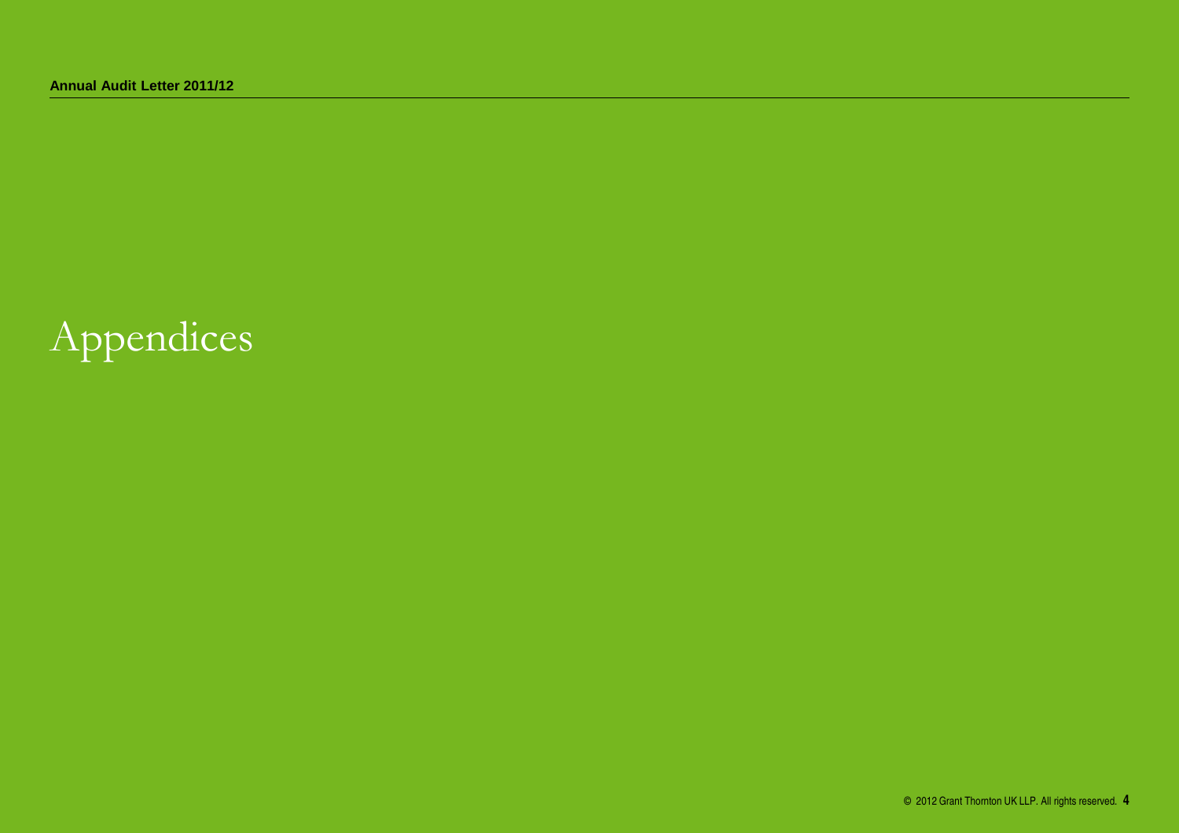# Appendices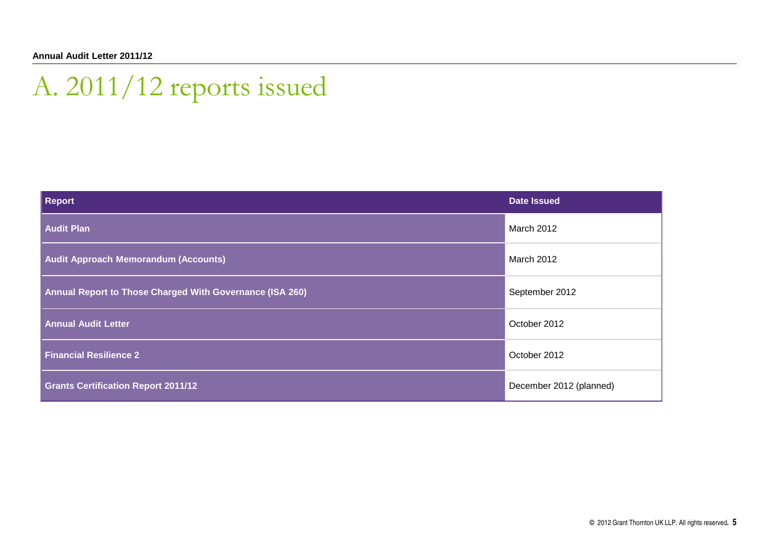# A. 2011/12 reports issued

| Report | Date Issued |
| --- | --- |
| **Audit Plan** | March 2012 |
| **Audit Approach Memorandum (Accounts)** | March 2012 |
| **Annual Report to Those Charged With Governance (ISA 260)** | September 2012 |
| **Annual Audit Letter** | October 2012 |
| **Financial Resilience 2** | October 2012 |
| **Grants Certification Report 2011/12** | December 2012 (planned) |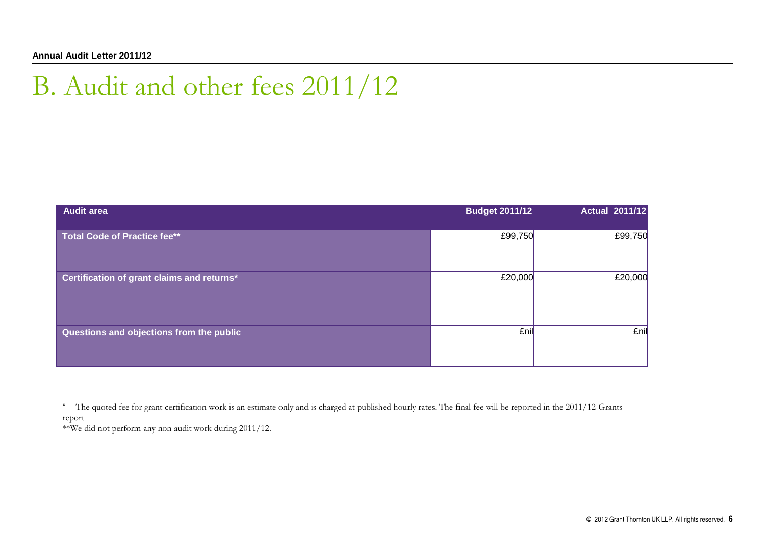# B. Audit and other fees 2011/12

| Audit area | Budget 2011/12 | Actual 2011/12 |
|---|---|---|
| Total Code of Practice fee** | £99,750 | £99,750 |
| Certification of grant claims and returns* | £20,000 | £20,000 |
| Questions and objections from the public | £nil | £nil |

* The quoted fee for grant certification work is an estimate only and is charged at published hourly rates. The final fee will be reported in the 2011/12 Grants report

**We did not perform any non audit work during 2011/12.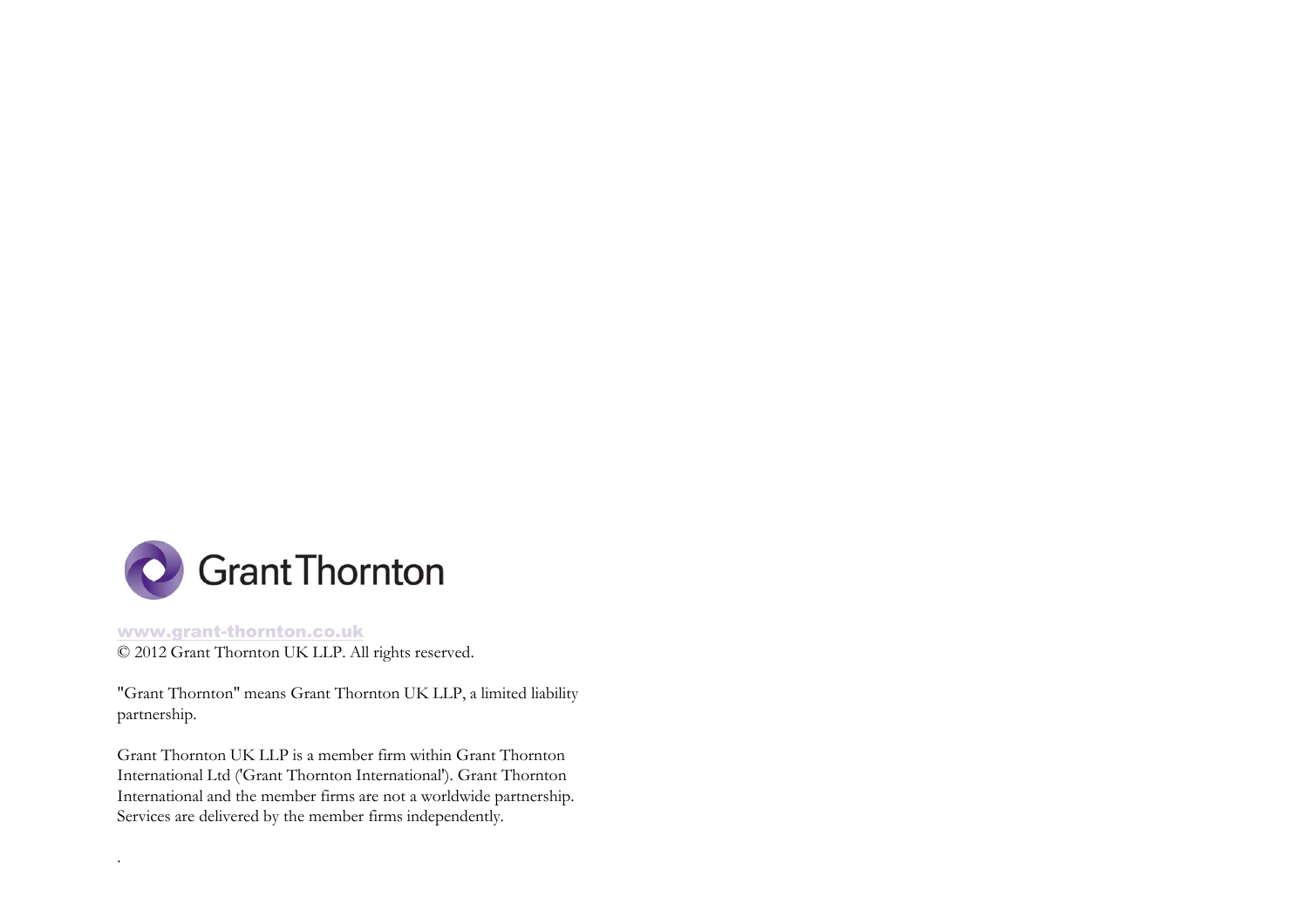Grant Thornton

www.grant-thornton.co.uk
© 2012 Grant Thornton UK LLP. All rights reserved.

"Grant Thornton" means Grant Thornton UK LLP, a limited liability partnership.

Grant Thornton UK LLP is a member firm within Grant Thornton International Ltd ('Grant Thornton International'). Grant Thornton International and the member firms are not a worldwide partnership. Services are delivered by the member firms independently.

.